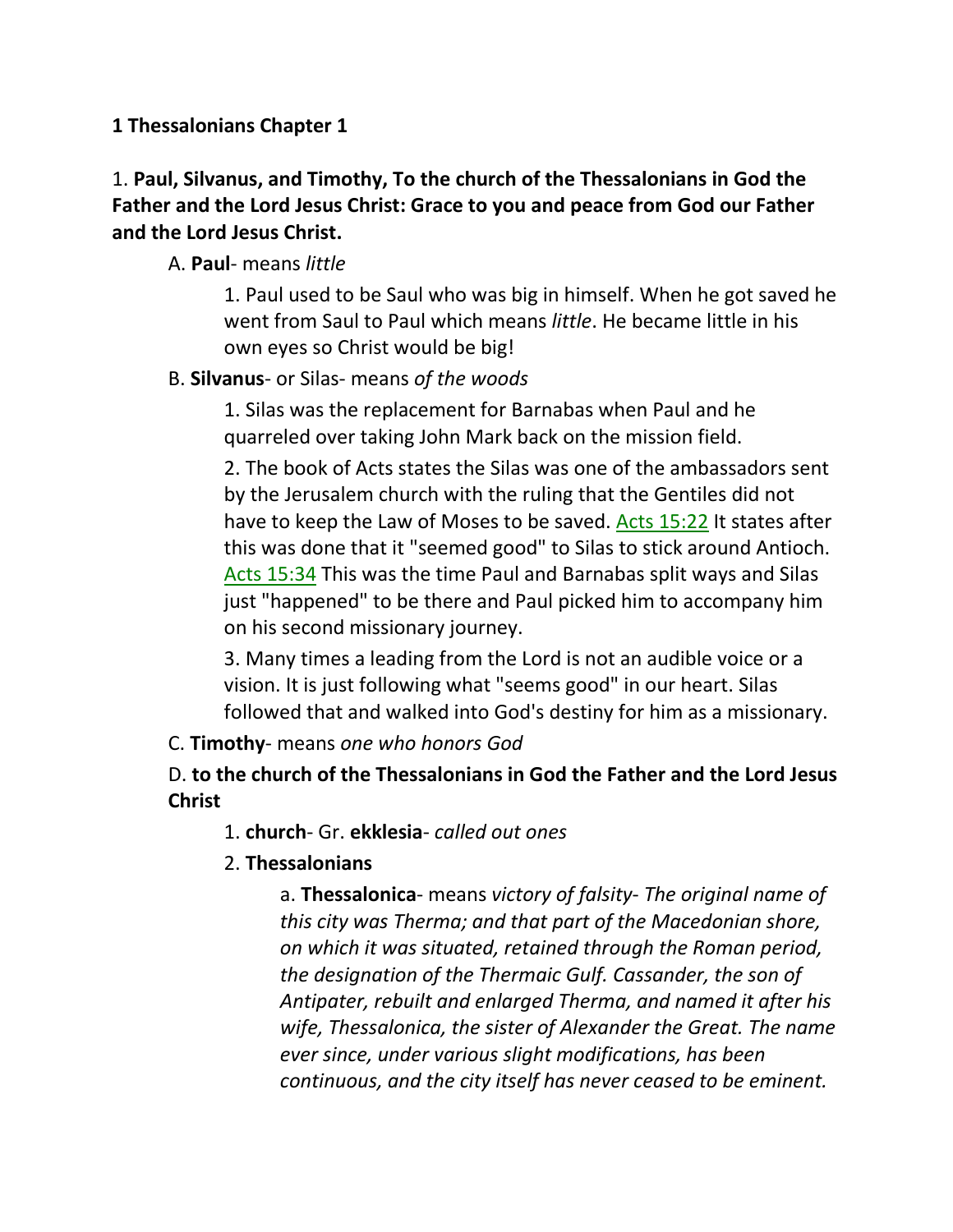**1 Thessalonians Chapter 1**

1. **Paul, Silvanus, and Timothy, To the church of the Thessalonians in God the Father and the Lord Jesus Christ: Grace to you and peace from God our Father and the Lord Jesus Christ.**

A. **Paul**- means *little*

1. Paul used to be Saul who was big in himself. When he got saved he went from Saul to Paul which means *little*. He became little in his own eyes so Christ would be big!

B. **Silvanus**- or Silas- means *of the woods*

1. Silas was the replacement for Barnabas when Paul and he quarreled over taking John Mark back on the mission field.

2. The book of Acts states the Silas was one of the ambassadors sent by the Jerusalem church with the ruling that the Gentiles did not have to keep the Law of Moses to be saved. Acts 15:22 It states after this was done that it "seemed good" to Silas to stick around Antioch. Acts 15:34 This was the time Paul and Barnabas split ways and Silas just "happened" to be there and Paul picked him to accompany him on his second missionary journey.

3. Many times a leading from the Lord is not an audible voice or a vision. It is just following what "seems good" in our heart. Silas followed that and walked into God's destiny for him as a missionary.

C. **Timothy**- means *one who honors God*

D. **to the church of the Thessalonians in God the Father and the Lord Jesus Christ**

1. **church**- Gr. **ekklesia**- *called out ones*

2. **Thessalonians**

a. **Thessalonica**- means *victory of falsity- The original name of this city was Therma; and that part of the Macedonian shore, on which it was situated, retained through the Roman period, the designation of the Thermaic Gulf. Cassander, the son of Antipater, rebuilt and enlarged Therma, and named it after his wife, Thessalonica, the sister of Alexander the Great. The name ever since, under various slight modifications, has been continuous, and the city itself has never ceased to be eminent.*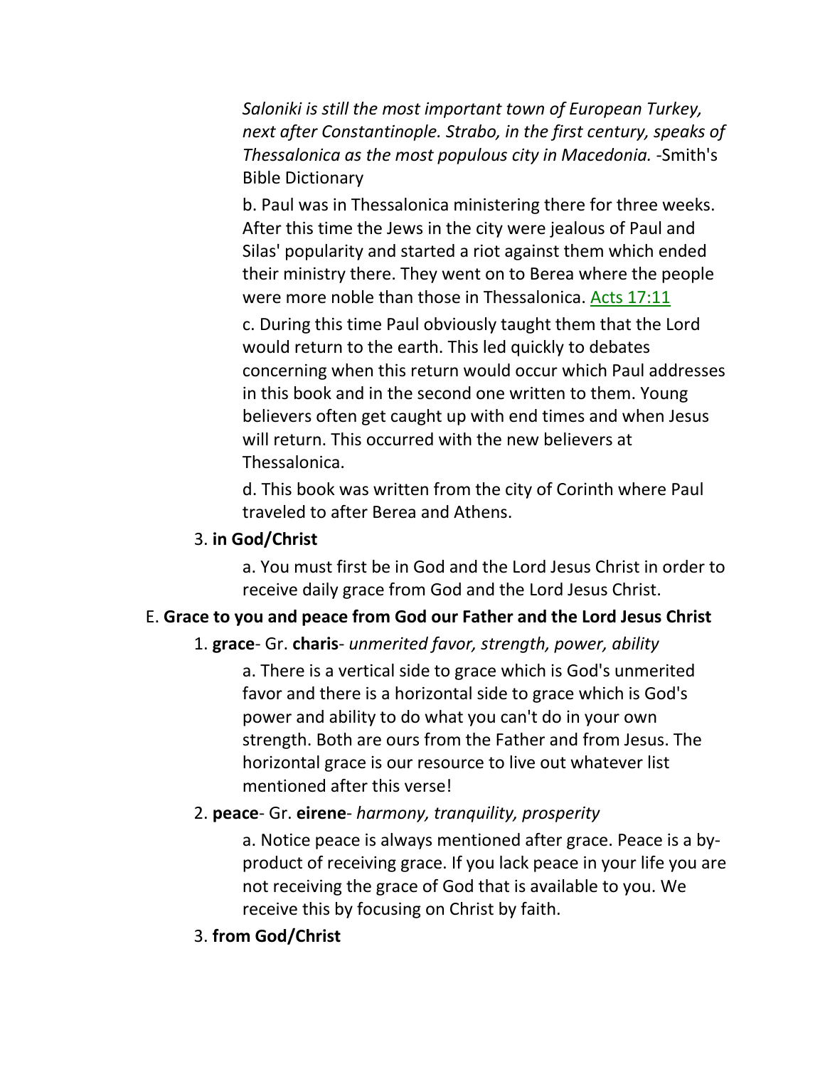*Saloniki is still the most important town of European Turkey, next after Constantinople. Strabo, in the first century, speaks of Thessalonica as the most populous city in Macedonia.* -Smith's Bible Dictionary

b. Paul was in Thessalonica ministering there for three weeks. After this time the Jews in the city were jealous of Paul and Silas' popularity and started a riot against them which ended their ministry there. They went on to Berea where the people were more noble than those in Thessalonica. Acts 17:11

c. During this time Paul obviously taught them that the Lord would return to the earth. This led quickly to debates concerning when this return would occur which Paul addresses in this book and in the second one written to them. Young believers often get caught up with end times and when Jesus will return. This occurred with the new believers at Thessalonica.

d. This book was written from the city of Corinth where Paul traveled to after Berea and Athens.

3. **in God/Christ**

a. You must first be in God and the Lord Jesus Christ in order to receive daily grace from God and the Lord Jesus Christ.

E. **Grace to you and peace from God our Father and the Lord Jesus Christ**

1. **grace**- Gr. **charis**- *unmerited favor, strength, power, ability*

a. There is a vertical side to grace which is God's unmerited favor and there is a horizontal side to grace which is God's power and ability to do what you can't do in your own strength. Both are ours from the Father and from Jesus. The horizontal grace is our resource to live out whatever list mentioned after this verse!

2. **peace**- Gr. **eirene**- *harmony, tranquility, prosperity*

a. Notice peace is always mentioned after grace. Peace is a by-product of receiving grace. If you lack peace in your life you are not receiving the grace of God that is available to you. We receive this by focusing on Christ by faith.

3. **from God/Christ**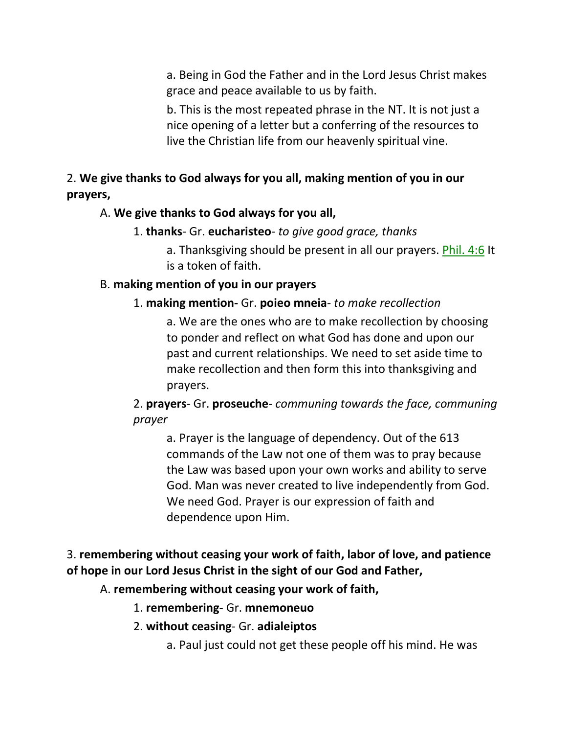a. Being in God the Father and in the Lord Jesus Christ makes grace and peace available to us by faith.

b. This is the most repeated phrase in the NT. It is not just a nice opening of a letter but a conferring of the resources to live the Christian life from our heavenly spiritual vine.

2. **We give thanks to God always for you all, making mention of you in our prayers,**

A. **We give thanks to God always for you all,**

1. **thanks**- Gr. **eucharisteo**- *to give good grace, thanks*

a. Thanksgiving should be present in all our prayers. Phil. 4:6 It is a token of faith.

B. **making mention of you in our prayers**

1. **making mention-** Gr. **poieo mneia**- *to make recollection*

a. We are the ones who are to make recollection by choosing to ponder and reflect on what God has done and upon our past and current relationships. We need to set aside time to make recollection and then form this into thanksgiving and prayers.

2. **prayers**- Gr. **proseuche**- *communing towards the face, communing prayer*

a. Prayer is the language of dependency. Out of the 613 commands of the Law not one of them was to pray because the Law was based upon your own works and ability to serve God. Man was never created to live independently from God. We need God. Prayer is our expression of faith and dependence upon Him.

3. **remembering without ceasing your work of faith, labor of love, and patience of hope in our Lord Jesus Christ in the sight of our God and Father,**

A. **remembering without ceasing your work of faith,**

1. **remembering**- Gr. **mnemoneuo**

2. **without ceasing**- Gr. **adialeiptos**

a. Paul just could not get these people off his mind. He was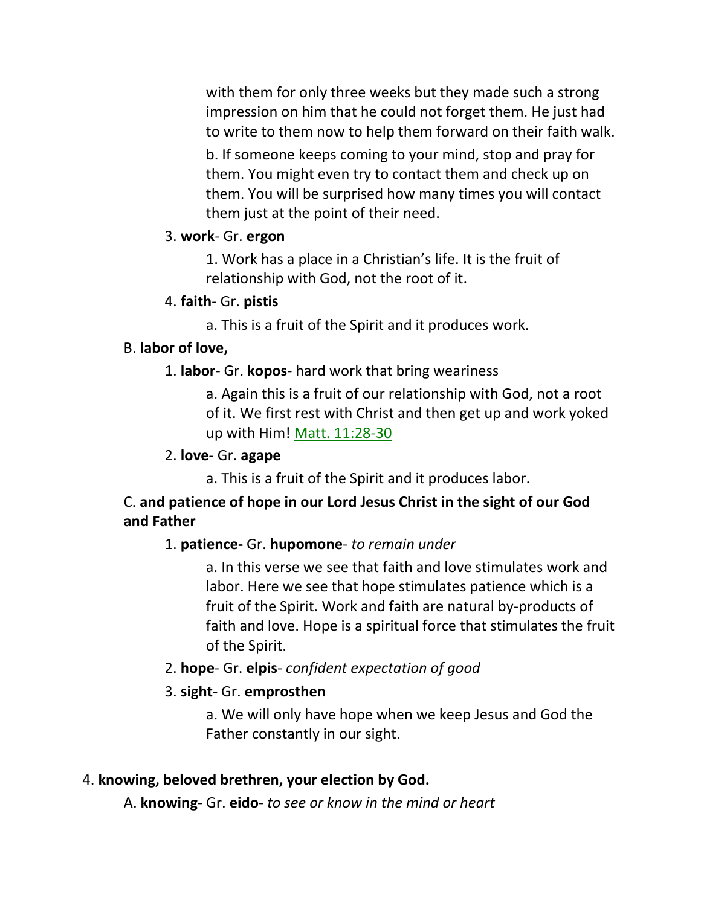with them for only three weeks but they made such a strong impression on him that he could not forget them. He just had to write to them now to help them forward on their faith walk.

b. If someone keeps coming to your mind, stop and pray for them. You might even try to contact them and check up on them. You will be surprised how many times you will contact them just at the point of their need.

3. **work**- Gr. **ergon**

1. Work has a place in a Christian's life. It is the fruit of relationship with God, not the root of it.

4. **faith**- Gr. **pistis**

a. This is a fruit of the Spirit and it produces work.

B. **labor of love,**

1. **labor**- Gr. **kopos**- hard work that bring weariness

a. Again this is a fruit of our relationship with God, not a root of it. We first rest with Christ and then get up and work yoked up with Him! Matt. 11:28-30

2. **love**- Gr. **agape**

a. This is a fruit of the Spirit and it produces labor.

C. **and patience of hope in our Lord Jesus Christ in the sight of our God and Father**

1. **patience-** Gr. **hupomone**- *to remain under*

a. In this verse we see that faith and love stimulates work and labor. Here we see that hope stimulates patience which is a fruit of the Spirit. Work and faith are natural by-products of faith and love. Hope is a spiritual force that stimulates the fruit of the Spirit.

2. **hope**- Gr. **elpis**- *confident expectation of good*

3. **sight-** Gr. **emprosthen**

a. We will only have hope when we keep Jesus and God the Father constantly in our sight.

4. **knowing, beloved brethren, your election by God.**

A. **knowing**- Gr. **eido**- *to see or know in the mind or heart*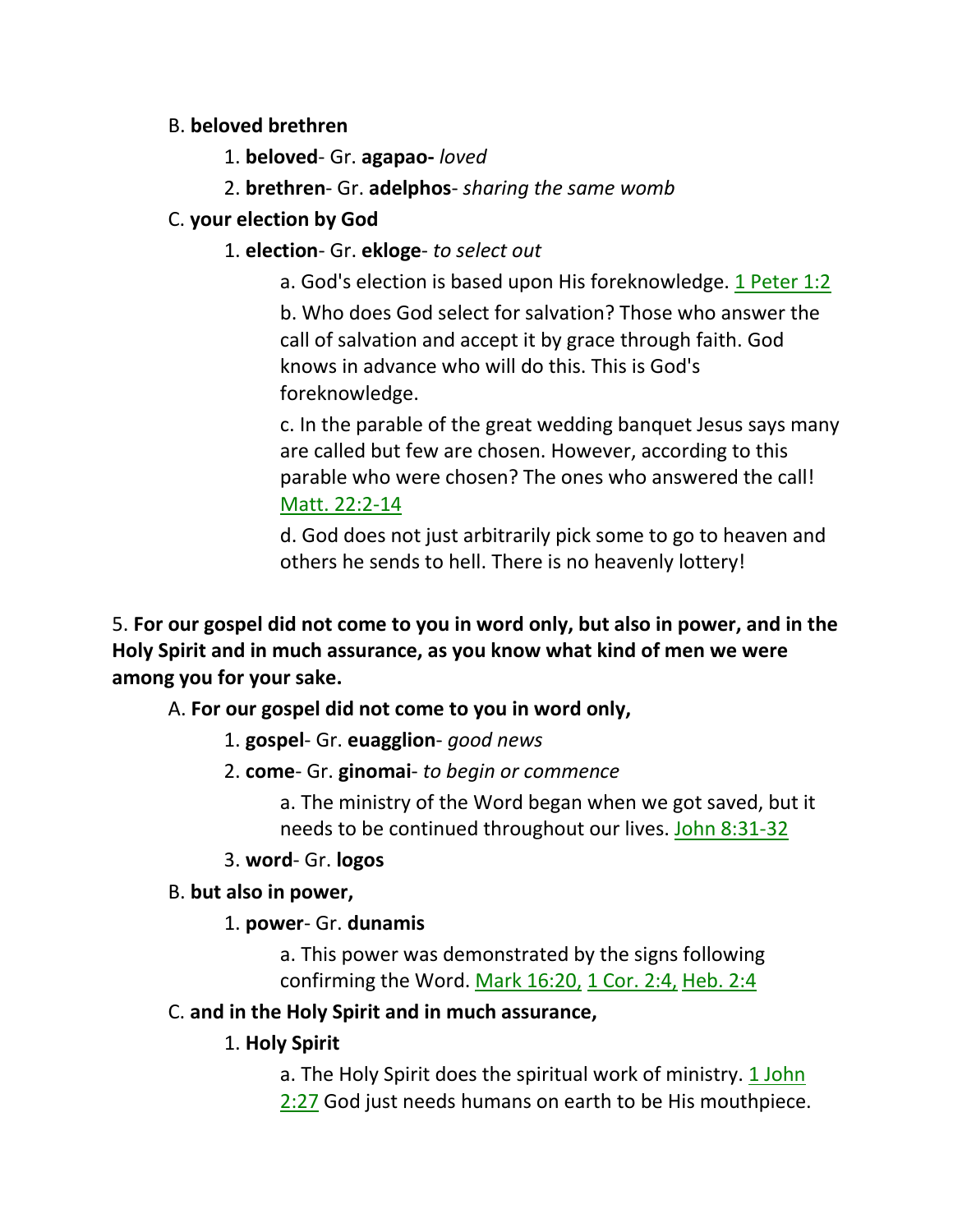B. **beloved brethren**

1. **beloved**- Gr. **agapao-** *loved*
2. **brethren**- Gr. **adelphos**- *sharing the same womb*

C. **your election by God**

1. **election**- Gr. **ekloge**- *to select out*

a. God's election is based upon His foreknowledge. 1 Peter 1:2

b. Who does God select for salvation? Those who answer the call of salvation and accept it by grace through faith. God knows in advance who will do this. This is God's foreknowledge.

c. In the parable of the great wedding banquet Jesus says many are called but few are chosen. However, according to this parable who were chosen? The ones who answered the call! Matt. 22:2-14

d. God does not just arbitrarily pick some to go to heaven and others he sends to hell. There is no heavenly lottery!

5. **For our gospel did not come to you in word only, but also in power, and in the Holy Spirit and in much assurance, as you know what kind of men we were among you for your sake.**

A. **For our gospel did not come to you in word only,**

1. **gospel**- Gr. **euagglion**- *good news*
2. **come**- Gr. **ginomai**- *to begin or commence*

a. The ministry of the Word began when we got saved, but it needs to be continued throughout our lives. John 8:31-32

3. **word**- Gr. **logos**

B. **but also in power,**

1. **power**- Gr. **dunamis**

a. This power was demonstrated by the signs following confirming the Word. Mark 16:20, 1 Cor. 2:4, Heb. 2:4

C. **and in the Holy Spirit and in much assurance,**

1. **Holy Spirit**

a. The Holy Spirit does the spiritual work of ministry. 1 John 2:27 God just needs humans on earth to be His mouthpiece.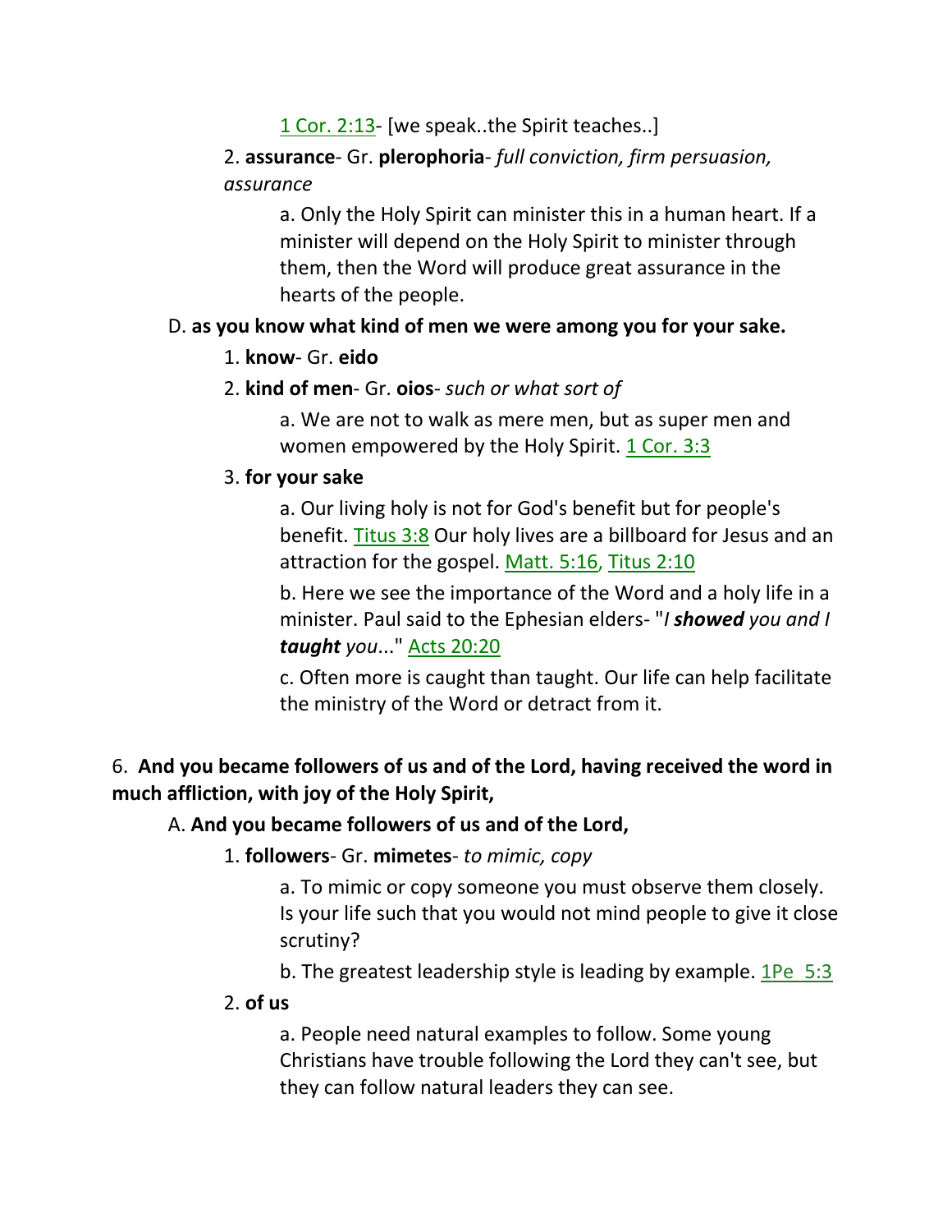1 Cor. 2:13- [we speak..the Spirit teaches..]

2. **assurance**- Gr. **plerophoria**- *full conviction, firm persuasion, assurance*

a. Only the Holy Spirit can minister this in a human heart. If a minister will depend on the Holy Spirit to minister through them, then the Word will produce great assurance in the hearts of the people.

D. **as you know what kind of men we were among you for your sake.**

1. **know**- Gr. **eido**

2. **kind of men**- Gr. **oios**- *such or what sort of*

a. We are not to walk as mere men, but as super men and women empowered by the Holy Spirit. 1 Cor. 3:3

3. **for your sake**

a. Our living holy is not for God's benefit but for people's benefit. Titus 3:8 Our holy lives are a billboard for Jesus and an attraction for the gospel. Matt. 5:16, Titus 2:10

b. Here we see the importance of the Word and a holy life in a minister. Paul said to the Ephesian elders- "*I **showed** you and I **taught** you*..." Acts 20:20

c. Often more is caught than taught. Our life can help facilitate the ministry of the Word or detract from it.

6. **And you became followers of us and of the Lord, having received the word in much affliction, with joy of the Holy Spirit,**

A. **And you became followers of us and of the Lord,**

1. **followers**- Gr. **mimetes**- *to mimic, copy*

a. To mimic or copy someone you must observe them closely. Is your life such that you would not mind people to give it close scrutiny?

b. The greatest leadership style is leading by example. 1Pe 5:3

2. **of us**

a. People need natural examples to follow. Some young Christians have trouble following the Lord they can't see, but they can follow natural leaders they can see.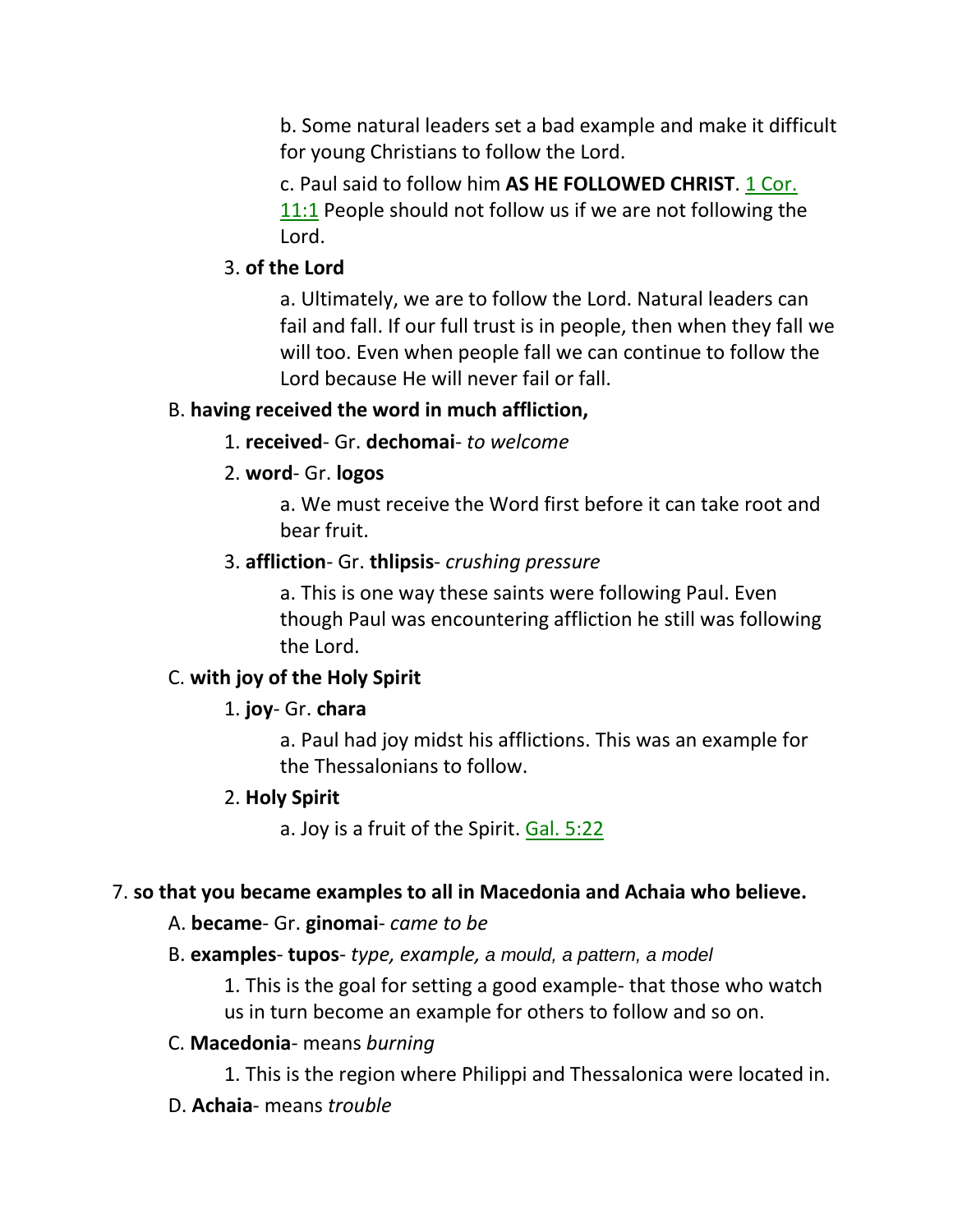b. Some natural leaders set a bad example and make it difficult for young Christians to follow the Lord.

c. Paul said to follow him **AS HE FOLLOWED CHRIST**. 1 Cor. 11:1 People should not follow us if we are not following the Lord.

3. **of the Lord**

a. Ultimately, we are to follow the Lord. Natural leaders can fail and fall. If our full trust is in people, then when they fall we will too. Even when people fall we can continue to follow the Lord because He will never fail or fall.

B. **having received the word in much affliction,**

1. **received**- Gr. **dechomai**- *to welcome*

2. **word**- Gr. **logos**

a. We must receive the Word first before it can take root and bear fruit.

3. **affliction**- Gr. **thlipsis**- *crushing pressure*

a. This is one way these saints were following Paul. Even though Paul was encountering affliction he still was following the Lord.

C. **with joy of the Holy Spirit**

1. **joy**- Gr. **chara**

a. Paul had joy midst his afflictions. This was an example for the Thessalonians to follow.

2. **Holy Spirit**

a. Joy is a fruit of the Spirit. Gal. 5:22

7. **so that you became examples to all in Macedonia and Achaia who believe.**

A. **became**- Gr. **ginomai**- *came to be*

B. **examples**- **tupos**- *type, example, a mould, a pattern, a model*

1. This is the goal for setting a good example- that those who watch us in turn become an example for others to follow and so on.

C. **Macedonia**- means *burning*

1. This is the region where Philippi and Thessalonica were located in.

D. **Achaia**- means *trouble*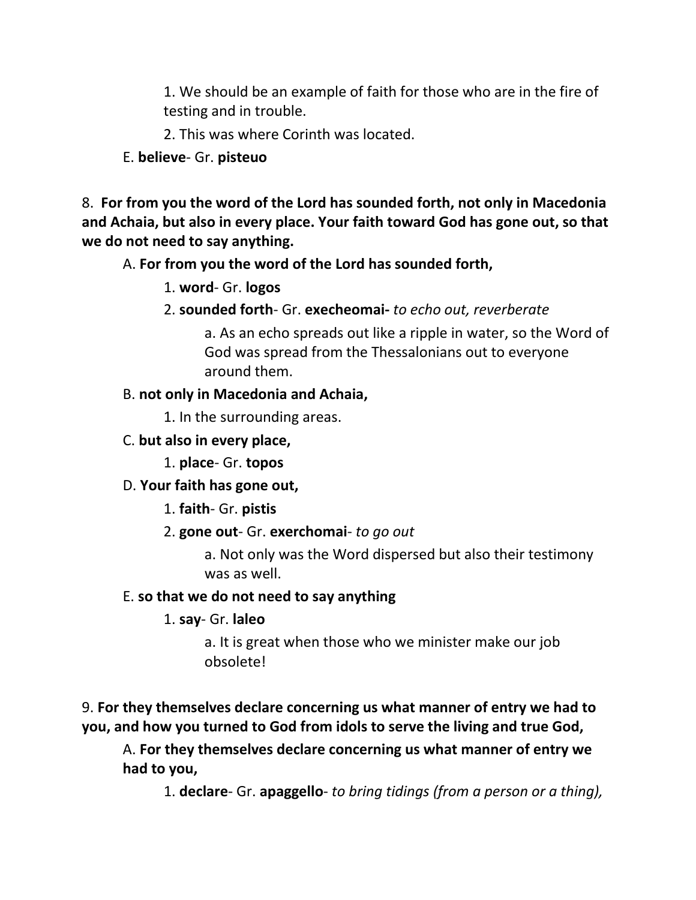1. We should be an example of faith for those who are in the fire of testing and in trouble.

2. This was where Corinth was located.

E. **believe**- Gr. **pisteuo**

8. **For from you the word of the Lord has sounded forth, not only in Macedonia and Achaia, but also in every place. Your faith toward God has gone out, so that we do not need to say anything.**

A. **For from you the word of the Lord has sounded forth,**

1. **word**- Gr. **logos**

2. **sounded forth**- Gr. **execheomai-** *to echo out, reverberate*

a. As an echo spreads out like a ripple in water, so the Word of God was spread from the Thessalonians out to everyone around them.

B. **not only in Macedonia and Achaia,**

1. In the surrounding areas.

C. **but also in every place,**

1. **place**- Gr. **topos**

D. **Your faith has gone out,**

1. **faith**- Gr. **pistis**

2. **gone out**- Gr. **exerchomai**- *to go out*

a. Not only was the Word dispersed but also their testimony was as well.

E. **so that we do not need to say anything**

1. **say**- Gr. **laleo**

a. It is great when those who we minister make our job obsolete!

9. **For they themselves declare concerning us what manner of entry we had to you, and how you turned to God from idols to serve the living and true God,**

A. **For they themselves declare concerning us what manner of entry we had to you,**

1. **declare**- Gr. **apaggello**- *to bring tidings (from a person or a thing),*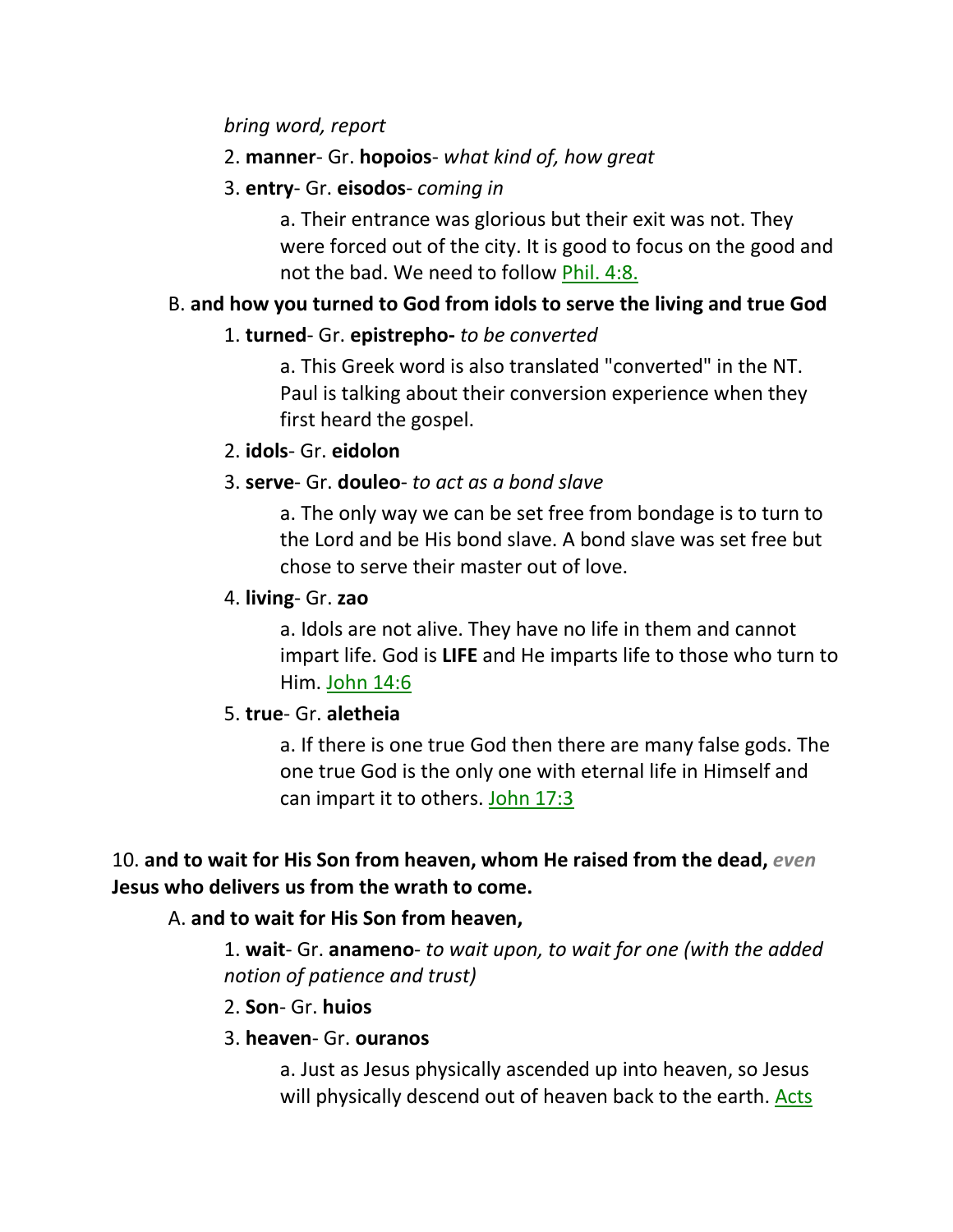*bring word, report*

2. **manner**- Gr. **hopoios**- *what kind of, how great*

3. **entry**- Gr. **eisodos**- *coming in*

   a. Their entrance was glorious but their exit was not. They were forced out of the city. It is good to focus on the good and not the bad. We need to follow Phil. 4:8.

B. **and how you turned to God from idols to serve the living and true God**

1. **turned**- Gr. **epistrepho-** *to be converted*

   a. This Greek word is also translated "converted" in the NT. Paul is talking about their conversion experience when they first heard the gospel.

2. **idols**- Gr. **eidolon**

3. **serve**- Gr. **douleo**- *to act as a bond slave*

   a. The only way we can be set free from bondage is to turn to the Lord and be His bond slave. A bond slave was set free but chose to serve their master out of love.

4. **living**- Gr. **zao**

   a. Idols are not alive. They have no life in them and cannot impart life. God is **LIFE** and He imparts life to those who turn to Him. John 14:6

5. **true**- Gr. **aletheia**

   a. If there is one true God then there are many false gods. The one true God is the only one with eternal life in Himself and can impart it to others. John 17:3

10. **and to wait for His Son from heaven, whom He raised from the dead,** ***even*** **Jesus who delivers us from the wrath to come.**

A. **and to wait for His Son from heaven,**

1. **wait**- Gr. **anameno**- *to wait upon, to wait for one (with the added notion of patience and trust)*

2. **Son**- Gr. **huios**

3. **heaven**- Gr. **ouranos**

   a. Just as Jesus physically ascended up into heaven, so Jesus will physically descend out of heaven back to the earth. Acts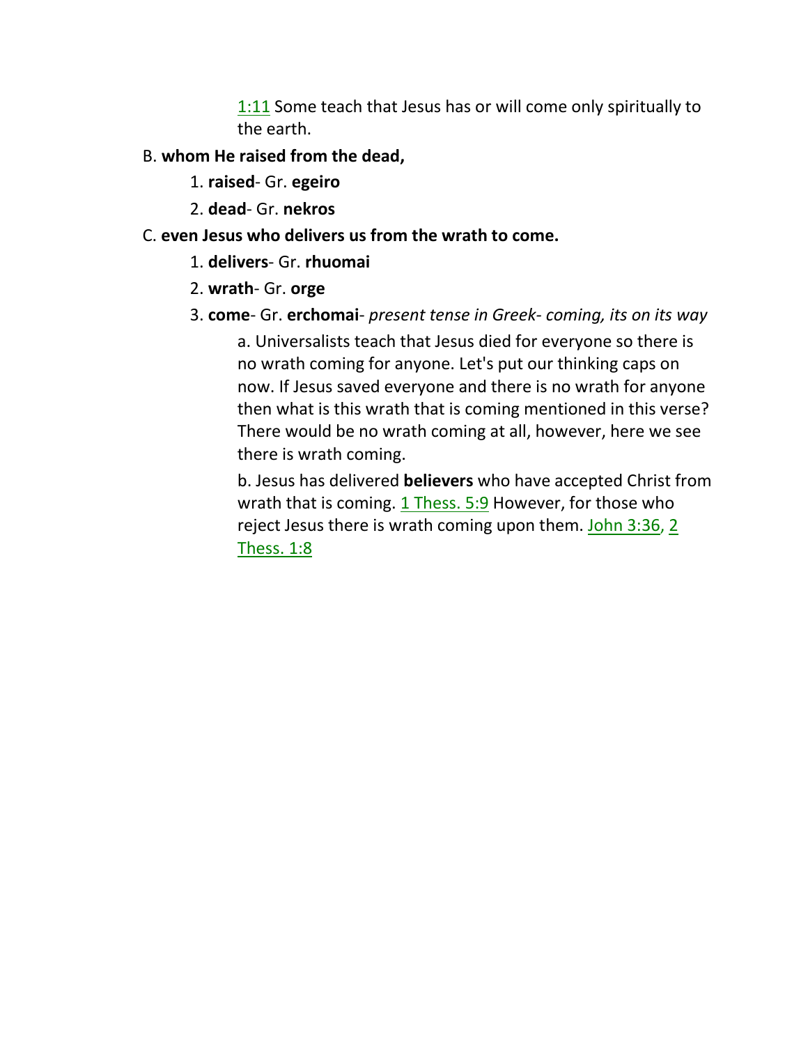1:11 Some teach that Jesus has or will come only spiritually to the earth.

B. **whom He raised from the dead,**

1. **raised**- Gr. **egeiro**
2. **dead**- Gr. **nekros**

C. **even Jesus who delivers us from the wrath to come.**

1. **delivers**- Gr. **rhuomai**
2. **wrath**- Gr. **orge**
3. **come**- Gr. **erchomai**- *present tense in Greek- coming, its on its way*

a. Universalists teach that Jesus died for everyone so there is no wrath coming for anyone. Let's put our thinking caps on now. If Jesus saved everyone and there is no wrath for anyone then what is this wrath that is coming mentioned in this verse? There would be no wrath coming at all, however, here we see there is wrath coming.

b. Jesus has delivered **believers** who have accepted Christ from wrath that is coming. 1 Thess. 5:9 However, for those who reject Jesus there is wrath coming upon them. John 3:36, 2 Thess. 1:8